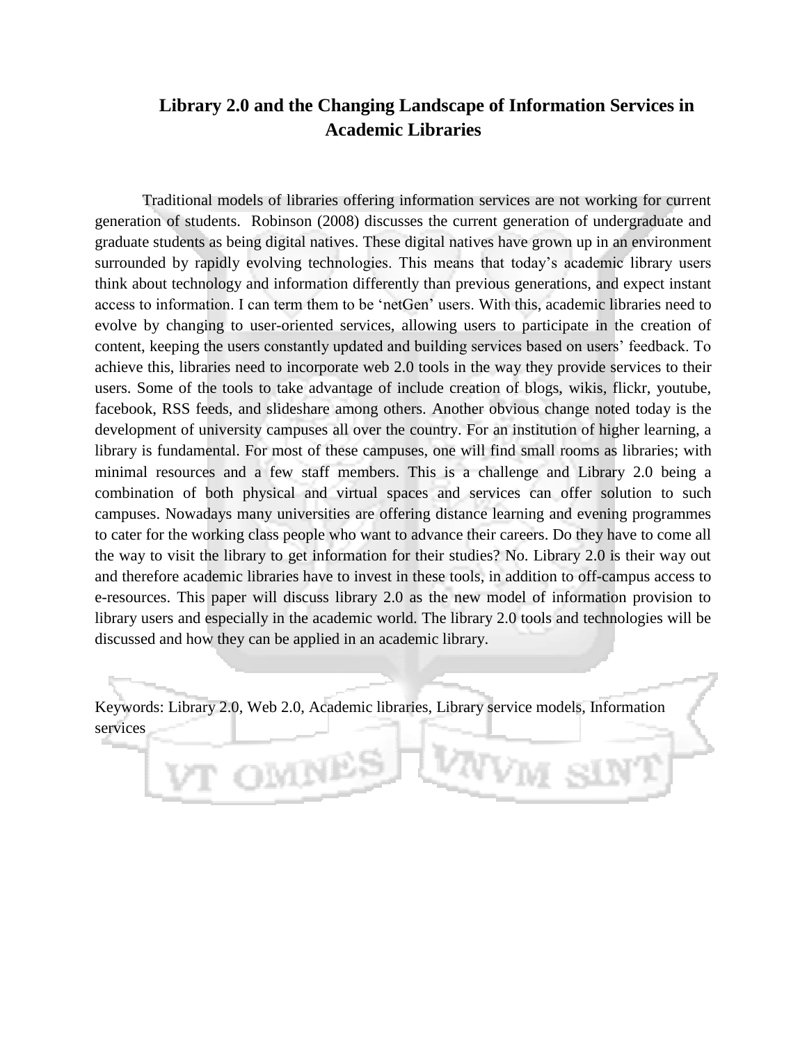# Library 2.0 and the Changing Landscape of Information Services in Academic Libraries

Traditional models of libraries offering information services are not working for current generation of students. Robinson (2008) discusses the current generation of undergraduate and graduate students as being digital natives. These digital natives have grown up in an environment surrounded by rapidly evolving technologies. This means that today's academic library users think about technology and information differently than previous generations, and expect instant access to information. I can term them to be 'netGen' users. With this, academic libraries need to evolve by changing to user-oriented services, allowing users to participate in the creation of content, keeping the users constantly updated and building services based on users' feedback. To achieve this, libraries need to incorporate web 2.0 tools in the way they provide services to their users. Some of the tools to take advantage of include creation of blogs, wikis, flickr, youtube, facebook, RSS feeds, and slideshare among others. Another obvious change noted today is the development of university campuses all over the country. For an institution of higher learning, a library is fundamental. For most of these campuses, one will find small rooms as libraries; with minimal resources and a few staff members. This is a challenge and Library 2.0 being a combination of both physical and virtual spaces and services can offer solution to such campuses. Nowadays many universities are offering distance learning and evening programmes to cater for the working class people who want to advance their careers. Do they have to come all the way to visit the library to get information for their studies? No. Library 2.0 is their way out and therefore academic libraries have to invest in these tools, in addition to off-campus access to e-resources. This paper will discuss library 2.0 as the new model of information provision to library users and especially in the academic world. The library 2.0 tools and technologies will be discussed and how they can be applied in an academic library.

Keywords: Library 2.0, Web 2.0, Academic libraries, Library service models, Information services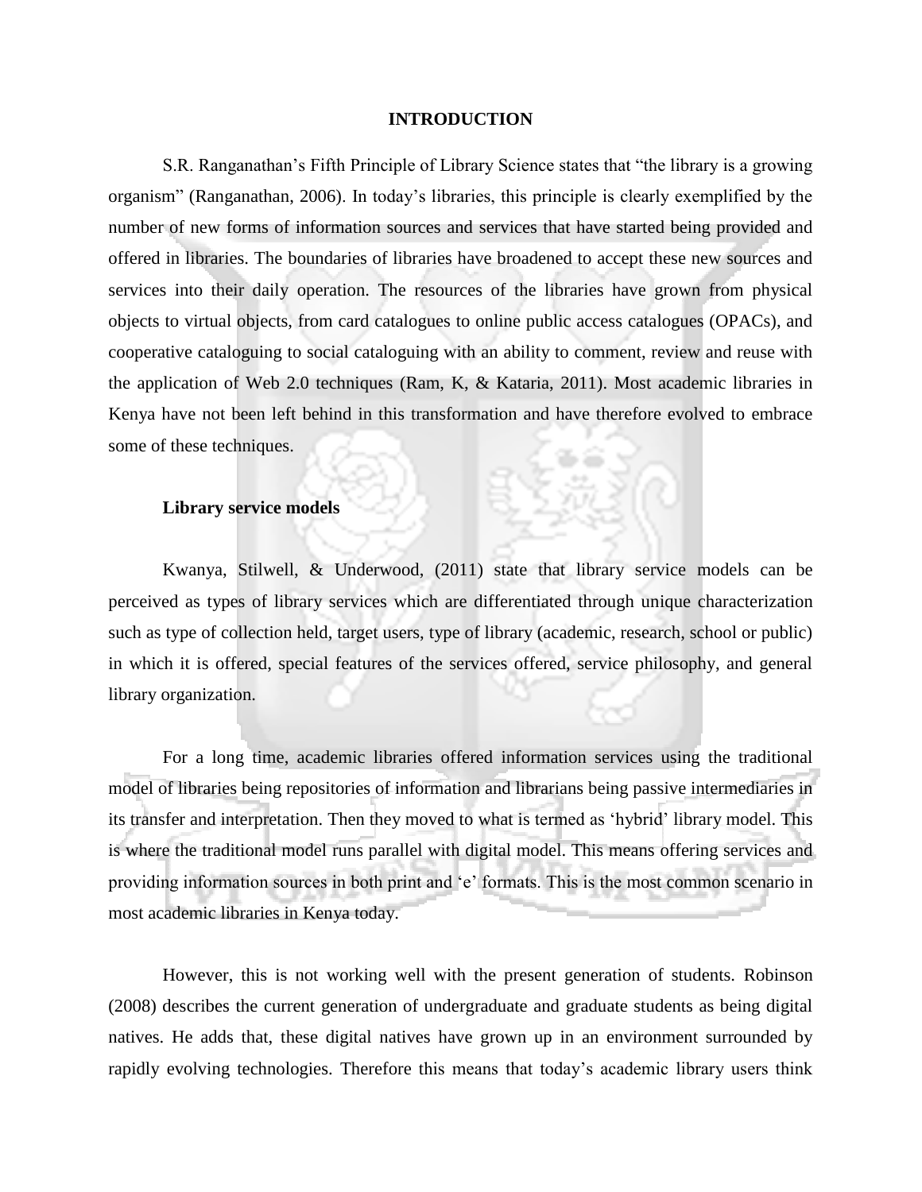# INTRODUCTION

S.R. Ranganathan's Fifth Principle of Library Science states that "the library is a growing organism" (Ranganathan, 2006). In today's libraries, this principle is clearly exemplified by the number of new forms of information sources and services that have started being provided and offered in libraries. The boundaries of libraries have broadened to accept these new sources and services into their daily operation. The resources of the libraries have grown from physical objects to virtual objects, from card catalogues to online public access catalogues (OPACs), and cooperative cataloguing to social cataloguing with an ability to comment, review and reuse with the application of Web 2.0 techniques (Ram, K, & Kataria, 2011). Most academic libraries in Kenya have not been left behind in this transformation and have therefore evolved to embrace some of these techniques.

## Library service models

Kwanya, Stilwell, & Underwood, (2011) state that library service models can be perceived as types of library services which are differentiated through unique characterization such as type of collection held, target users, type of library (academic, research, school or public) in which it is offered, special features of the services offered, service philosophy, and general library organization.

For a long time, academic libraries offered information services using the traditional model of libraries being repositories of information and librarians being passive intermediaries in its transfer and interpretation. Then they moved to what is termed as 'hybrid' library model. This is where the traditional model runs parallel with digital model. This means offering services and providing information sources in both print and 'e' formats. This is the most common scenario in most academic libraries in Kenya today.

However, this is not working well with the present generation of students. Robinson (2008) describes the current generation of undergraduate and graduate students as being digital natives. He adds that, these digital natives have grown up in an environment surrounded by rapidly evolving technologies. Therefore this means that today's academic library users think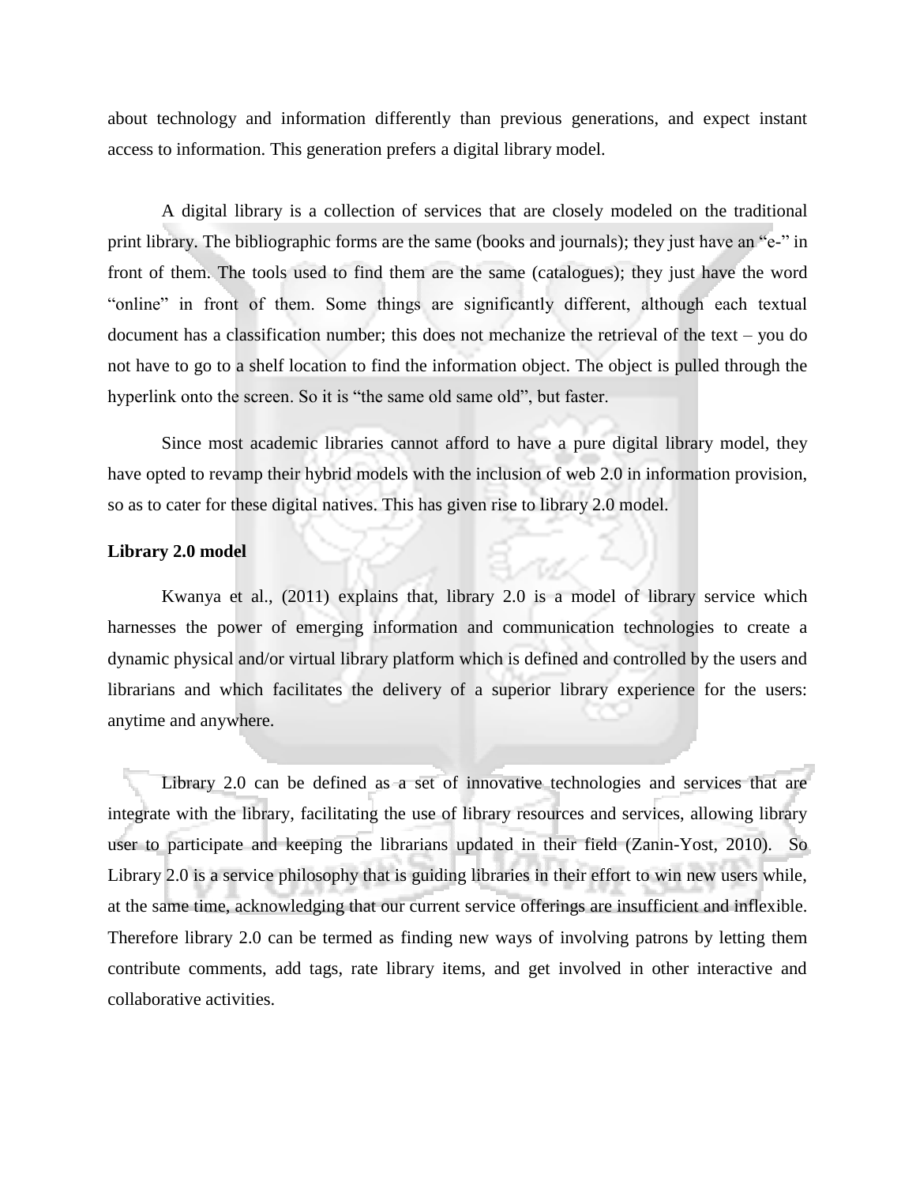about technology and information differently than previous generations, and expect instant access to information. This generation prefers a digital library model.

A digital library is a collection of services that are closely modeled on the traditional print library. The bibliographic forms are the same (books and journals); they just have an "e-" in front of them. The tools used to find them are the same (catalogues); they just have the word "online" in front of them. Some things are significantly different, although each textual document has a classification number; this does not mechanize the retrieval of the text – you do not have to go to a shelf location to find the information object. The object is pulled through the hyperlink onto the screen. So it is "the same old same old", but faster.

Since most academic libraries cannot afford to have a pure digital library model, they have opted to revamp their hybrid models with the inclusion of web 2.0 in information provision, so as to cater for these digital natives. This has given rise to library 2.0 model.

**Library 2.0 model**

Kwanya et al., (2011) explains that, library 2.0 is a model of library service which harnesses the power of emerging information and communication technologies to create a dynamic physical and/or virtual library platform which is defined and controlled by the users and librarians and which facilitates the delivery of a superior library experience for the users: anytime and anywhere.

Library 2.0 can be defined as a set of innovative technologies and services that are integrate with the library, facilitating the use of library resources and services, allowing library user to participate and keeping the librarians updated in their field (Zanin-Yost, 2010). So Library 2.0 is a service philosophy that is guiding libraries in their effort to win new users while, at the same time, acknowledging that our current service offerings are insufficient and inflexible. Therefore library 2.0 can be termed as finding new ways of involving patrons by letting them contribute comments, add tags, rate library items, and get involved in other interactive and collaborative activities.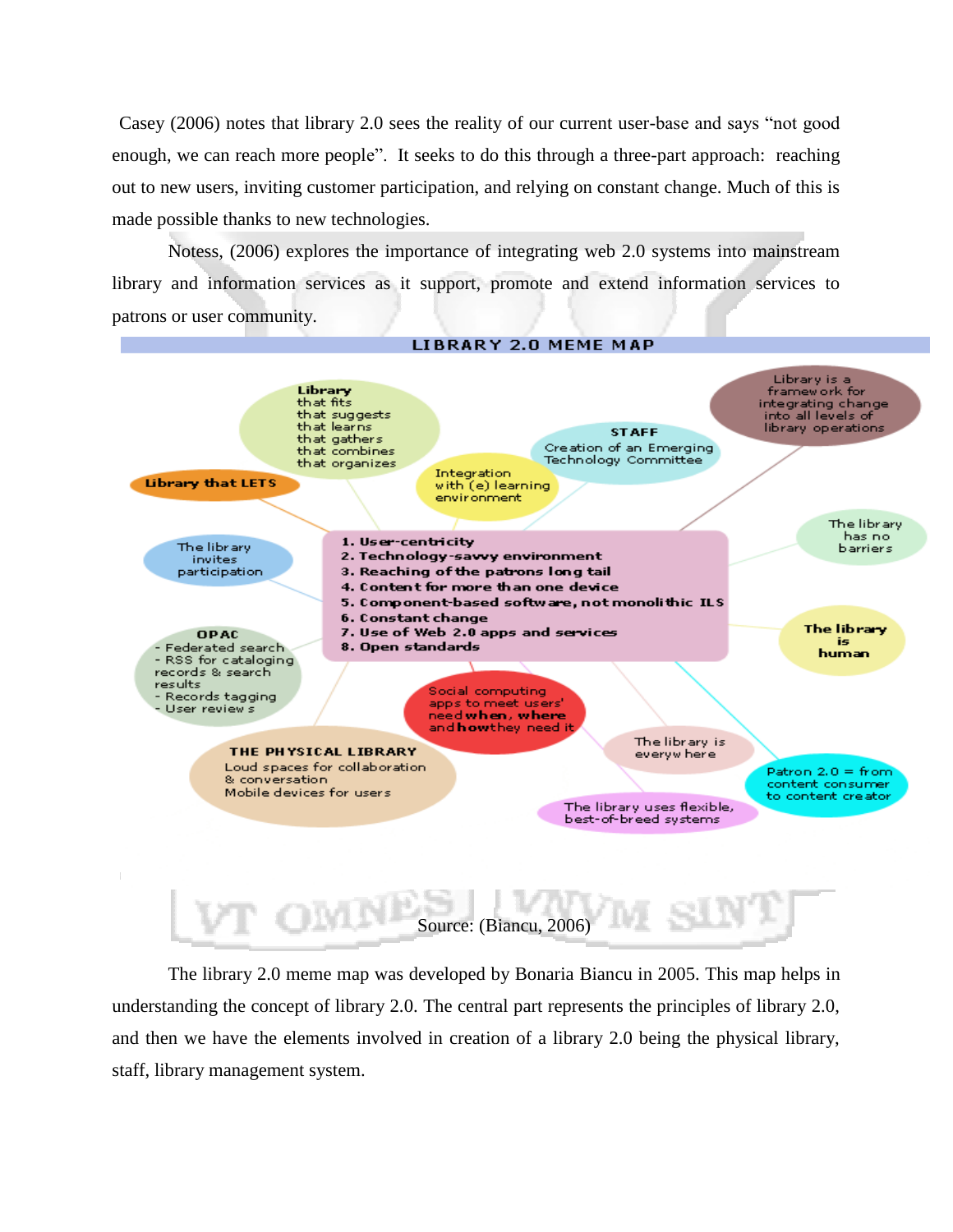Casey (2006) notes that library 2.0 sees the reality of our current user-base and says "not good enough, we can reach more people". It seeks to do this through a three-part approach: reaching out to new users, inviting customer participation, and relying on constant change. Much of this is made possible thanks to new technologies.

Notess, (2006) explores the importance of integrating web 2.0 systems into mainstream library and information services as it support, promote and extend information services to patrons or user community.

**LIBRARY 2.0 MEME MAP**

1. User-centricity
2. Technology-savvy environment
3. Reaching of the patrons long tail
4. Content for more than one device
5. Component-based software, not monolithic ILS
6. Constant change
7. Use of Web 2.0 apps and services
8. Open standards

- **Library** that fits, that suggests, that learns, that gathers, that combines, that organizes
- **Library that LETS**
- The library invites participation
- **OPAC**
  - Federated search
  - RSS for cataloging records & search results
  - Records tagging
  - User reviews
- **THE PHYSICAL LIBRARY**: Loud spaces for collaboration & conversation; Mobile devices for users
- Social computing apps to meet users' need **when**, **where** and **how** they need it
- Integration with (e) learning environment
- **STAFF**: Creation of an Emerging Technology Committee
- Library is a framework for integrating change into all levels of library operations
- The library has no barriers
- **The library is human**
- The library is everywhere
- Patron 2.0 = from content consumer to content creator
- The library uses flexible, best-of-breed systems

Source: (Biancu, 2006)

The library 2.0 meme map was developed by Bonaria Biancu in 2005. This map helps in understanding the concept of library 2.0. The central part represents the principles of library 2.0, and then we have the elements involved in creation of a library 2.0 being the physical library, staff, library management system.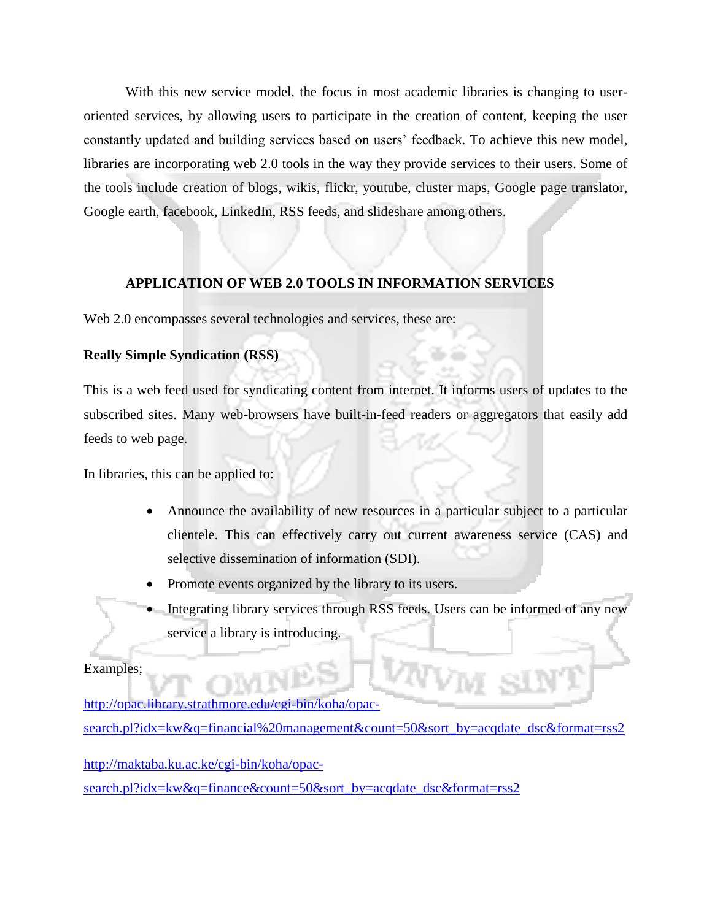With this new service model, the focus in most academic libraries is changing to user-oriented services, by allowing users to participate in the creation of content, keeping the user constantly updated and building services based on users' feedback. To achieve this new model, libraries are incorporating web 2.0 tools in the way they provide services to their users. Some of the tools include creation of blogs, wikis, flickr, youtube, cluster maps, Google page translator, Google earth, facebook, LinkedIn, RSS feeds, and slideshare among others.

## APPLICATION OF WEB 2.0 TOOLS IN INFORMATION SERVICES

Web 2.0 encompasses several technologies and services, these are:

**Really Simple Syndication (RSS)**

This is a web feed used for syndicating content from internet. It informs users of updates to the subscribed sites. Many web-browsers have built-in-feed readers or aggregators that easily add feeds to web page.

In libraries, this can be applied to:

- Announce the availability of new resources in a particular subject to a particular clientele. This can effectively carry out current awareness service (CAS) and selective dissemination of information (SDI).
- Promote events organized by the library to its users.
- Integrating library services through RSS feeds. Users can be informed of any new service a library is introducing.

Examples;

http://opac.library.strathmore.edu/cgi-bin/koha/opac-search.pl?idx=kw&q=financial%20management&count=50&sort_by=acqdate_dsc&format=rss2

http://maktaba.ku.ac.ke/cgi-bin/koha/opac-search.pl?idx=kw&q=finance&count=50&sort_by=acqdate_dsc&format=rss2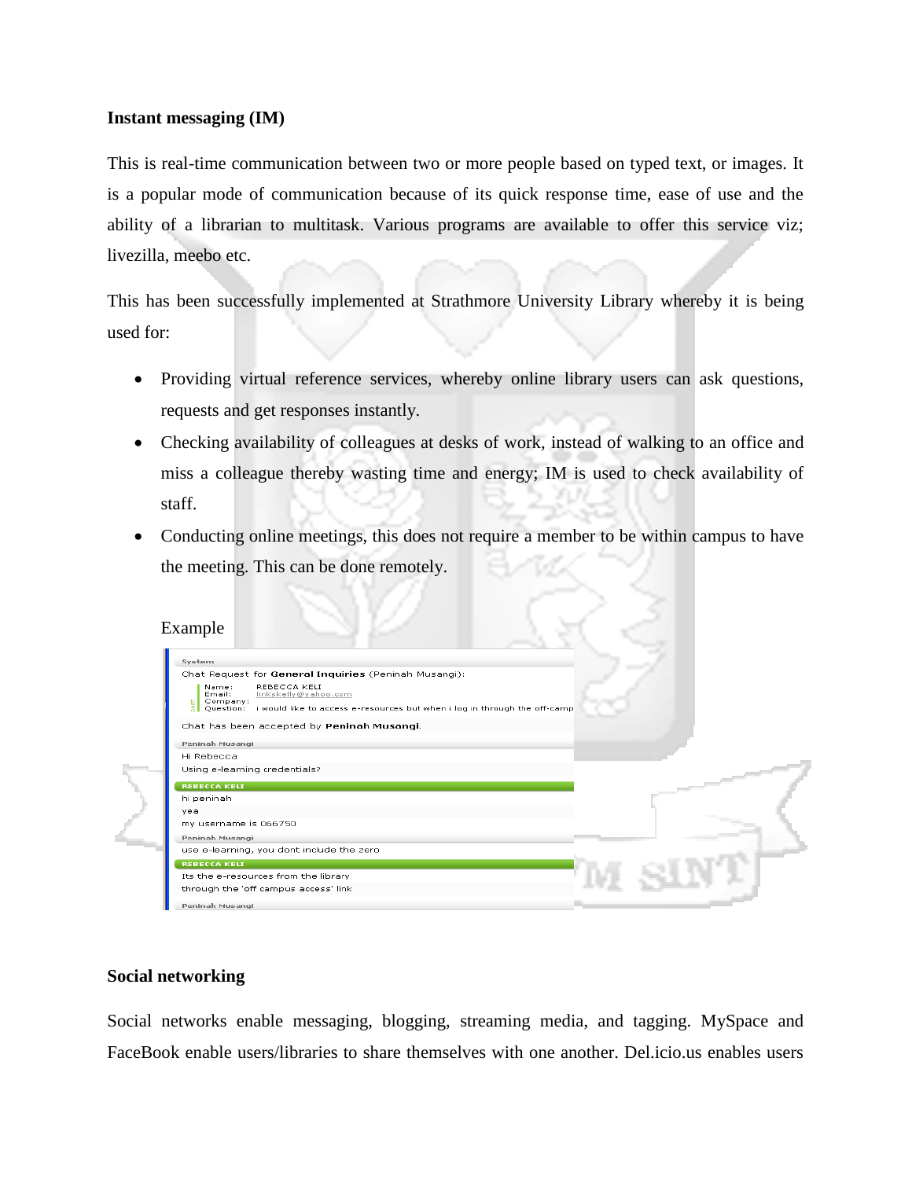**Instant messaging (IM)**

This is real-time communication between two or more people based on typed text, or images. It is a popular mode of communication because of its quick response time, ease of use and the ability of a librarian to multitask. Various programs are available to offer this service viz; livezilla, meebo etc.

This has been successfully implemented at Strathmore University Library whereby it is being used for:

- Providing virtual reference services, whereby online library users can ask questions, requests and get responses instantly.
- Checking availability of colleagues at desks of work, instead of walking to an office and miss a colleague thereby wasting time and energy; IM is used to check availability of staff.
- Conducting online meetings, this does not require a member to be within campus to have the meeting. This can be done remotely.

Example

**Social networking**

Social networks enable messaging, blogging, streaming media, and tagging. MySpace and FaceBook enable users/libraries to share themselves with one another. Del.icio.us enables users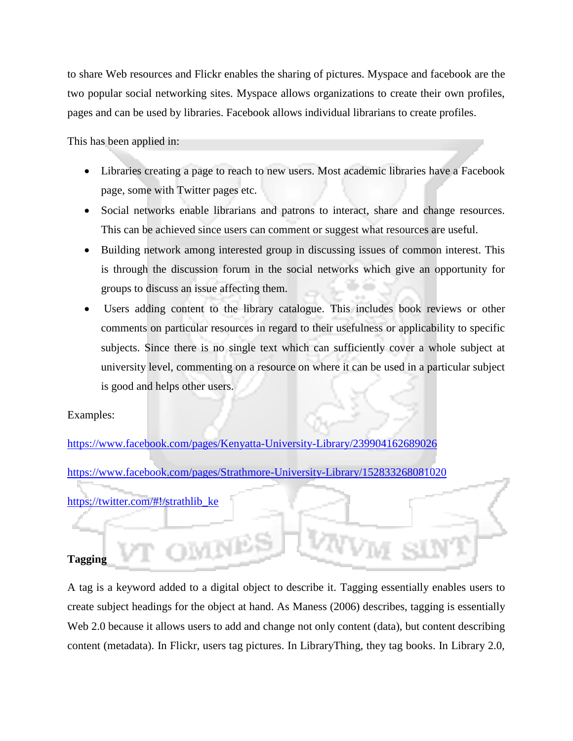to share Web resources and Flickr enables the sharing of pictures. Myspace and facebook are the two popular social networking sites. Myspace allows organizations to create their own profiles, pages and can be used by libraries. Facebook allows individual librarians to create profiles.

This has been applied in:

- Libraries creating a page to reach to new users. Most academic libraries have a Facebook page, some with Twitter pages etc.
- Social networks enable librarians and patrons to interact, share and change resources. This can be achieved since users can comment or suggest what resources are useful.
- Building network among interested group in discussing issues of common interest. This is through the discussion forum in the social networks which give an opportunity for groups to discuss an issue affecting them.
- Users adding content to the library catalogue. This includes book reviews or other comments on particular resources in regard to their usefulness or applicability to specific subjects. Since there is no single text which can sufficiently cover a whole subject at university level, commenting on a resource on where it can be used in a particular subject is good and helps other users.

Examples:

https://www.facebook.com/pages/Kenyatta-University-Library/239904162689026

https://www.facebook.com/pages/Strathmore-University-Library/152833268081020

https://twitter.com/#!/strathlib_ke

**Tagging**

A tag is a keyword added to a digital object to describe it. Tagging essentially enables users to create subject headings for the object at hand. As Maness (2006) describes, tagging is essentially Web 2.0 because it allows users to add and change not only content (data), but content describing content (metadata). In Flickr, users tag pictures. In LibraryThing, they tag books. In Library 2.0,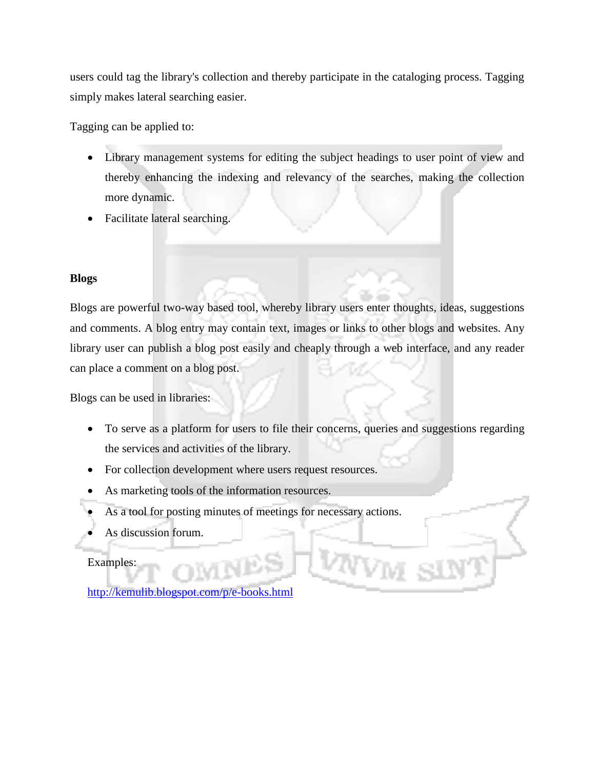users could tag the library's collection and thereby participate in the cataloging process. Tagging simply makes lateral searching easier.

Tagging can be applied to:

- Library management systems for editing the subject headings to user point of view and thereby enhancing the indexing and relevancy of the searches, making the collection more dynamic.
- Facilitate lateral searching.

**Blogs**

Blogs are powerful two-way based tool, whereby library users enter thoughts, ideas, suggestions and comments. A blog entry may contain text, images or links to other blogs and websites. Any library user can publish a blog post easily and cheaply through a web interface, and any reader can place a comment on a blog post.

Blogs can be used in libraries:

- To serve as a platform for users to file their concerns, queries and suggestions regarding the services and activities of the library.
- For collection development where users request resources.
- As marketing tools of the information resources.
- As a tool for posting minutes of meetings for necessary actions.
- As discussion forum.

Examples:

http://kemulib.blogspot.com/p/e-books.html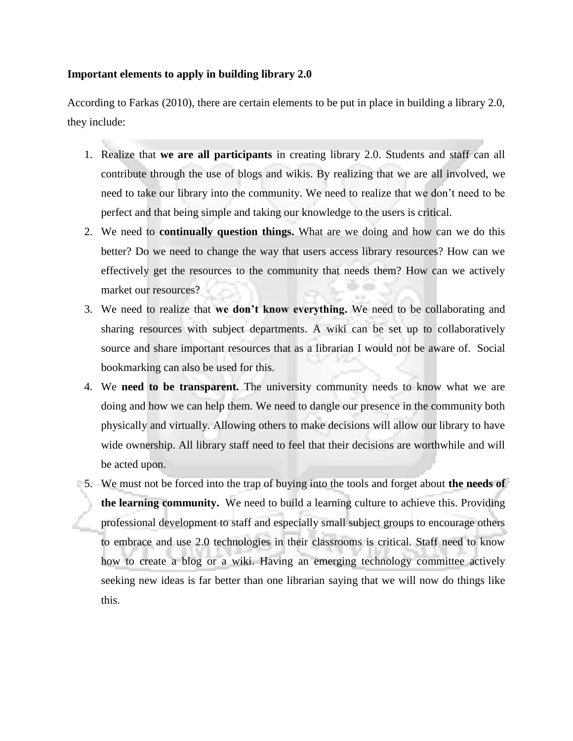**Important elements to apply in building library 2.0**

According to Farkas (2010), there are certain elements to be put in place in building a library 2.0, they include:

1. Realize that **we are all participants** in creating library 2.0. Students and staff can all contribute through the use of blogs and wikis. By realizing that we are all involved, we need to take our library into the community. We need to realize that we don't need to be perfect and that being simple and taking our knowledge to the users is critical.
2. We need to **continually question things.** What are we doing and how can we do this better? Do we need to change the way that users access library resources? How can we effectively get the resources to the community that needs them? How can we actively market our resources?
3. We need to realize that **we don't know everything.** We need to be collaborating and sharing resources with subject departments. A wiki can be set up to collaboratively source and share important resources that as a librarian I would not be aware of. Social bookmarking can also be used for this.
4. We **need to be transparent.** The university community needs to know what we are doing and how we can help them. We need to dangle our presence in the community both physically and virtually. Allowing others to make decisions will allow our library to have wide ownership. All library staff need to feel that their decisions are worthwhile and will be acted upon.
5. We must not be forced into the trap of buying into the tools and forget about **the needs of the learning community.** We need to build a learning culture to achieve this. Providing professional development to staff and especially small subject groups to encourage others to embrace and use 2.0 technologies in their classrooms is critical. Staff need to know how to create a blog or a wiki. Having an emerging technology committee actively seeking new ideas is far better than one librarian saying that we will now do things like this.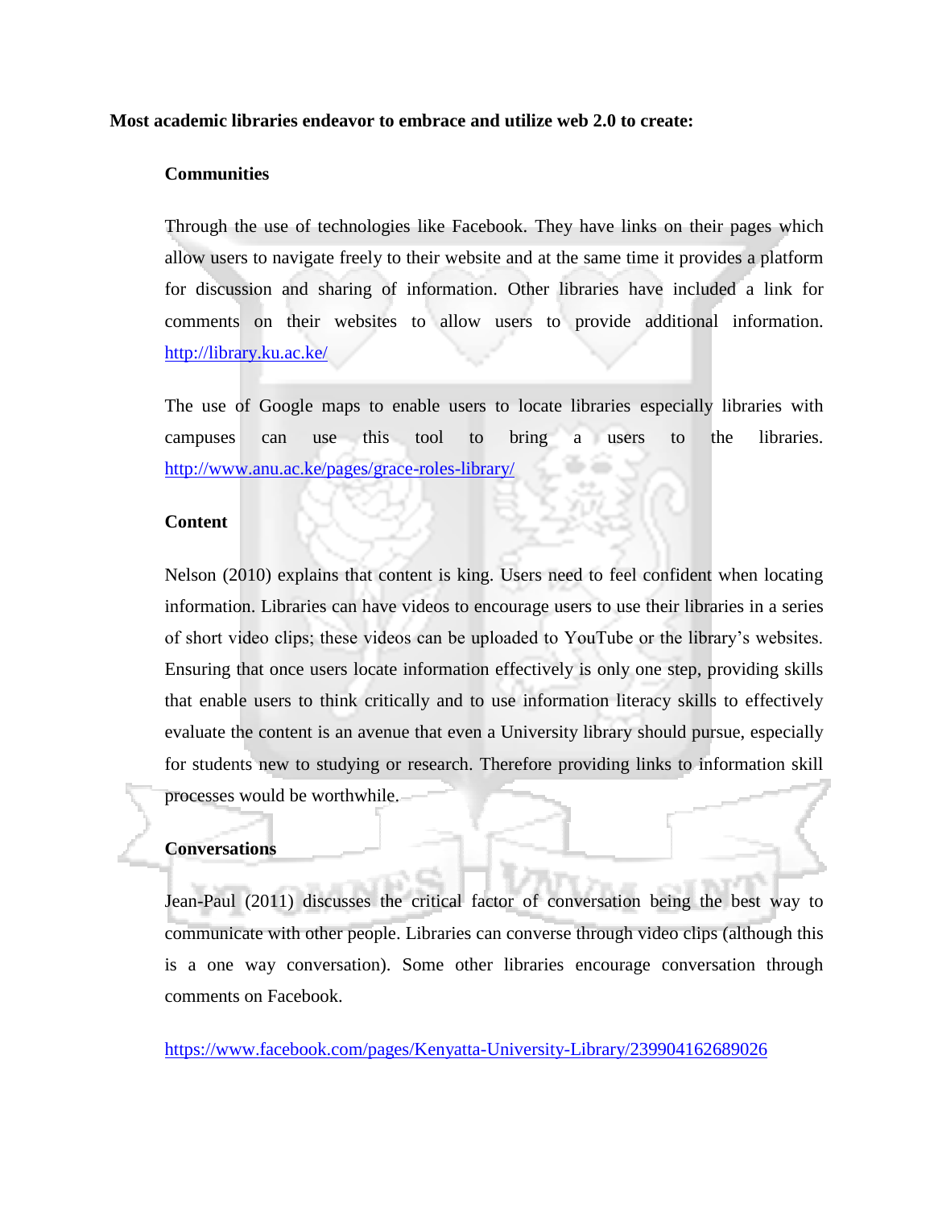**Most academic libraries endeavor to embrace and utilize web 2.0 to create:**

**Communities**

Through the use of technologies like Facebook. They have links on their pages which allow users to navigate freely to their website and at the same time it provides a platform for discussion and sharing of information. Other libraries have included a link for comments on their websites to allow users to provide additional information. http://library.ku.ac.ke/

The use of Google maps to enable users to locate libraries especially libraries with campuses can use this tool to bring a users to the libraries. http://www.anu.ac.ke/pages/grace-roles-library/

**Content**

Nelson (2010) explains that content is king. Users need to feel confident when locating information. Libraries can have videos to encourage users to use their libraries in a series of short video clips; these videos can be uploaded to YouTube or the library's websites. Ensuring that once users locate information effectively is only one step, providing skills that enable users to think critically and to use information literacy skills to effectively evaluate the content is an avenue that even a University library should pursue, especially for students new to studying or research. Therefore providing links to information skill processes would be worthwhile.

**Conversations**

Jean-Paul (2011) discusses the critical factor of conversation being the best way to communicate with other people. Libraries can converse through video clips (although this is a one way conversation). Some other libraries encourage conversation through comments on Facebook.

https://www.facebook.com/pages/Kenyatta-University-Library/239904162689026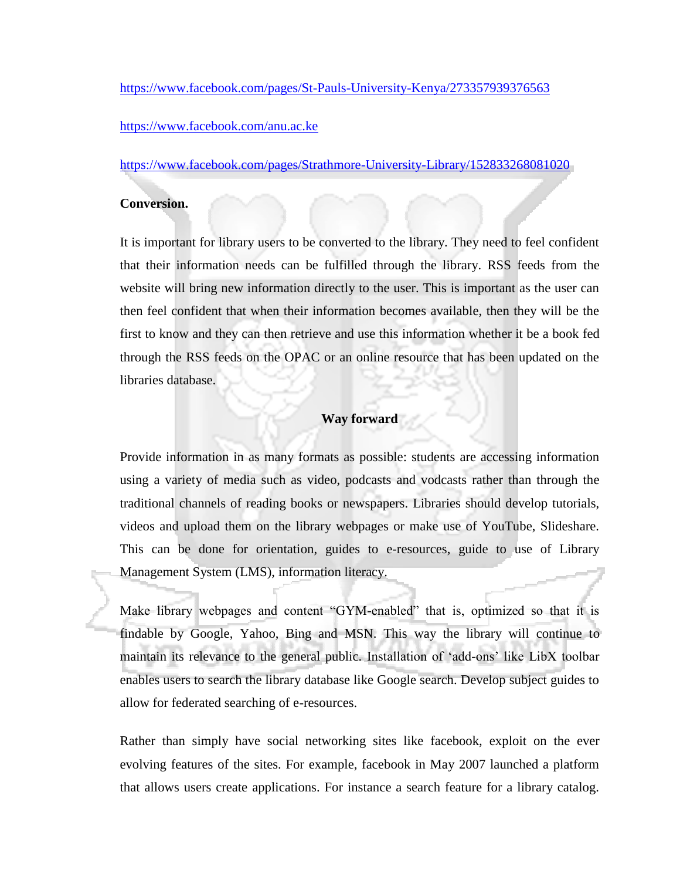https://www.facebook.com/pages/St-Pauls-University-Kenya/273357939376563

https://www.facebook.com/anu.ac.ke

https://www.facebook.com/pages/Strathmore-University-Library/152833268081020

**Conversion.**

It is important for library users to be converted to the library. They need to feel confident that their information needs can be fulfilled through the library. RSS feeds from the website will bring new information directly to the user. This is important as the user can then feel confident that when their information becomes available, then they will be the first to know and they can then retrieve and use this information whether it be a book fed through the RSS feeds on the OPAC or an online resource that has been updated on the libraries database.

## Way forward

Provide information in as many formats as possible: students are accessing information using a variety of media such as video, podcasts and vodcasts rather than through the traditional channels of reading books or newspapers. Libraries should develop tutorials, videos and upload them on the library webpages or make use of YouTube, Slideshare. This can be done for orientation, guides to e-resources, guide to use of Library Management System (LMS), information literacy.

Make library webpages and content "GYM-enabled" that is, optimized so that it is findable by Google, Yahoo, Bing and MSN. This way the library will continue to maintain its relevance to the general public. Installation of 'add-ons' like LibX toolbar enables users to search the library database like Google search. Develop subject guides to allow for federated searching of e-resources.

Rather than simply have social networking sites like facebook, exploit on the ever evolving features of the sites. For example, facebook in May 2007 launched a platform that allows users create applications. For instance a search feature for a library catalog.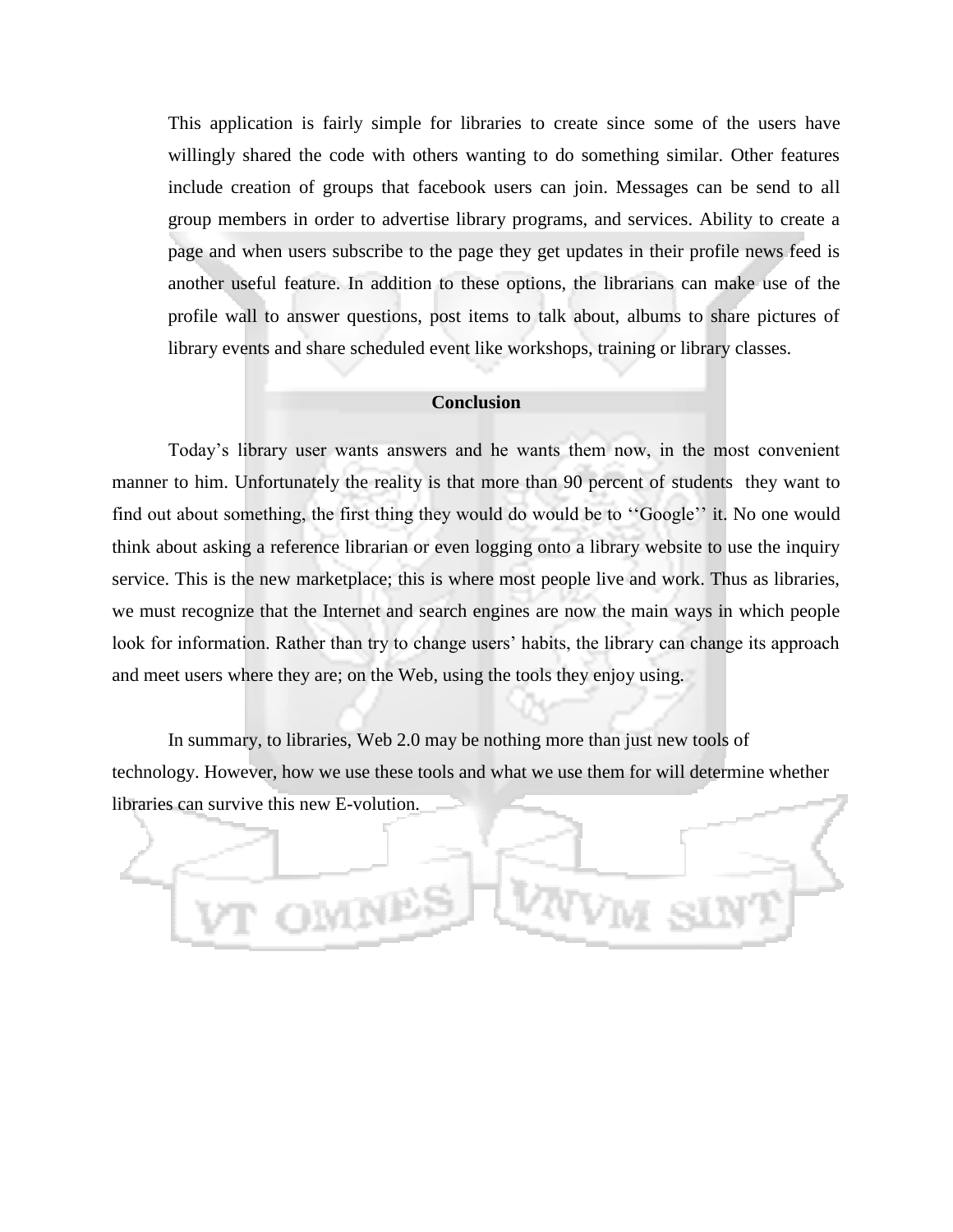This application is fairly simple for libraries to create since some of the users have willingly shared the code with others wanting to do something similar. Other features include creation of groups that facebook users can join. Messages can be send to all group members in order to advertise library programs, and services. Ability to create a page and when users subscribe to the page they get updates in their profile news feed is another useful feature. In addition to these options, the librarians can make use of the profile wall to answer questions, post items to talk about, albums to share pictures of library events and share scheduled event like workshops, training or library classes.

## Conclusion

Today's library user wants answers and he wants them now, in the most convenient manner to him. Unfortunately the reality is that more than 90 percent of students they want to find out about something, the first thing they would do would be to ''Google'' it. No one would think about asking a reference librarian or even logging onto a library website to use the inquiry service. This is the new marketplace; this is where most people live and work. Thus as libraries, we must recognize that the Internet and search engines are now the main ways in which people look for information. Rather than try to change users' habits, the library can change its approach and meet users where they are; on the Web, using the tools they enjoy using.

In summary, to libraries, Web 2.0 may be nothing more than just new tools of technology. However, how we use these tools and what we use them for will determine whether libraries can survive this new E-volution.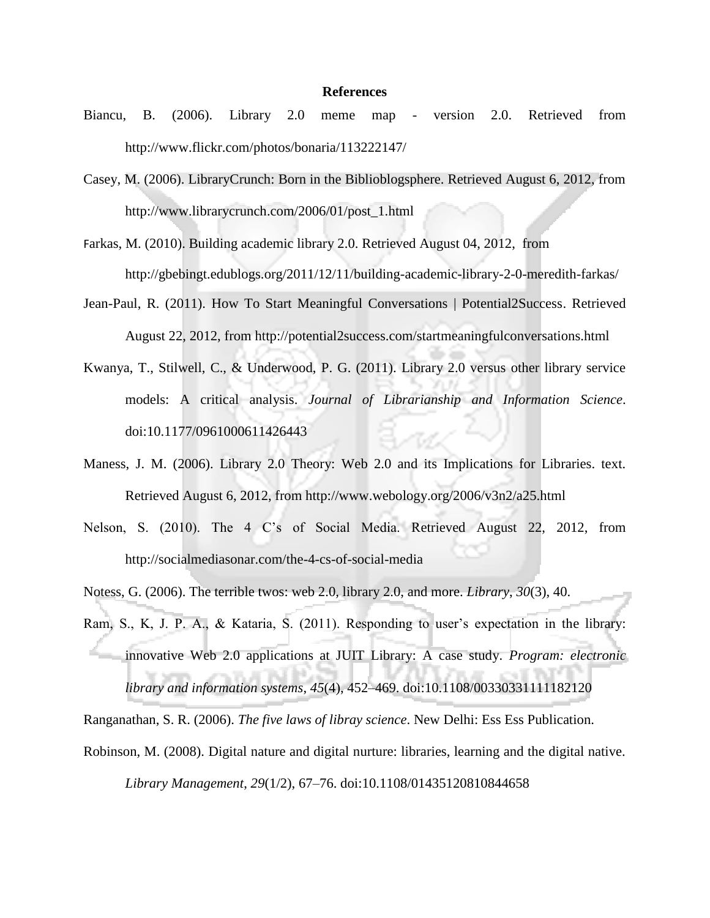## References

Biancu, B. (2006). Library 2.0 meme map - version 2.0. Retrieved from http://www.flickr.com/photos/bonaria/113222147/

Casey, M. (2006). LibraryCrunch: Born in the Biblioblogsphere. Retrieved August 6, 2012, from http://www.librarycrunch.com/2006/01/post_1.html

Farkas, M. (2010). Building academic library 2.0. Retrieved August 04, 2012, from http://gbebingt.edublogs.org/2011/12/11/building-academic-library-2-0-meredith-farkas/

Jean-Paul, R. (2011). How To Start Meaningful Conversations | Potential2Success. Retrieved August 22, 2012, from http://potential2success.com/startmeaningfulconversations.html

Kwanya, T., Stilwell, C., & Underwood, P. G. (2011). Library 2.0 versus other library service models: A critical analysis. *Journal of Librarianship and Information Science*. doi:10.1177/0961000611426443

Maness, J. M. (2006). Library 2.0 Theory: Web 2.0 and its Implications for Libraries. text. Retrieved August 6, 2012, from http://www.webology.org/2006/v3n2/a25.html

Nelson, S. (2010). The 4 C's of Social Media. Retrieved August 22, 2012, from http://socialmediasonar.com/the-4-cs-of-social-media

Notess, G. (2006). The terrible twos: web 2.0, library 2.0, and more. *Library*, *30*(3), 40.

Ram, S., K, J. P. A., & Kataria, S. (2011). Responding to user's expectation in the library: innovative Web 2.0 applications at JUIT Library: A case study. *Program: electronic library and information systems*, *45*(4), 452–469. doi:10.1108/00330331111182120

Ranganathan, S. R. (2006). *The five laws of libray science*. New Delhi: Ess Ess Publication.

Robinson, M. (2008). Digital nature and digital nurture: libraries, learning and the digital native. *Library Management*, *29*(1/2), 67–76. doi:10.1108/01435120810844658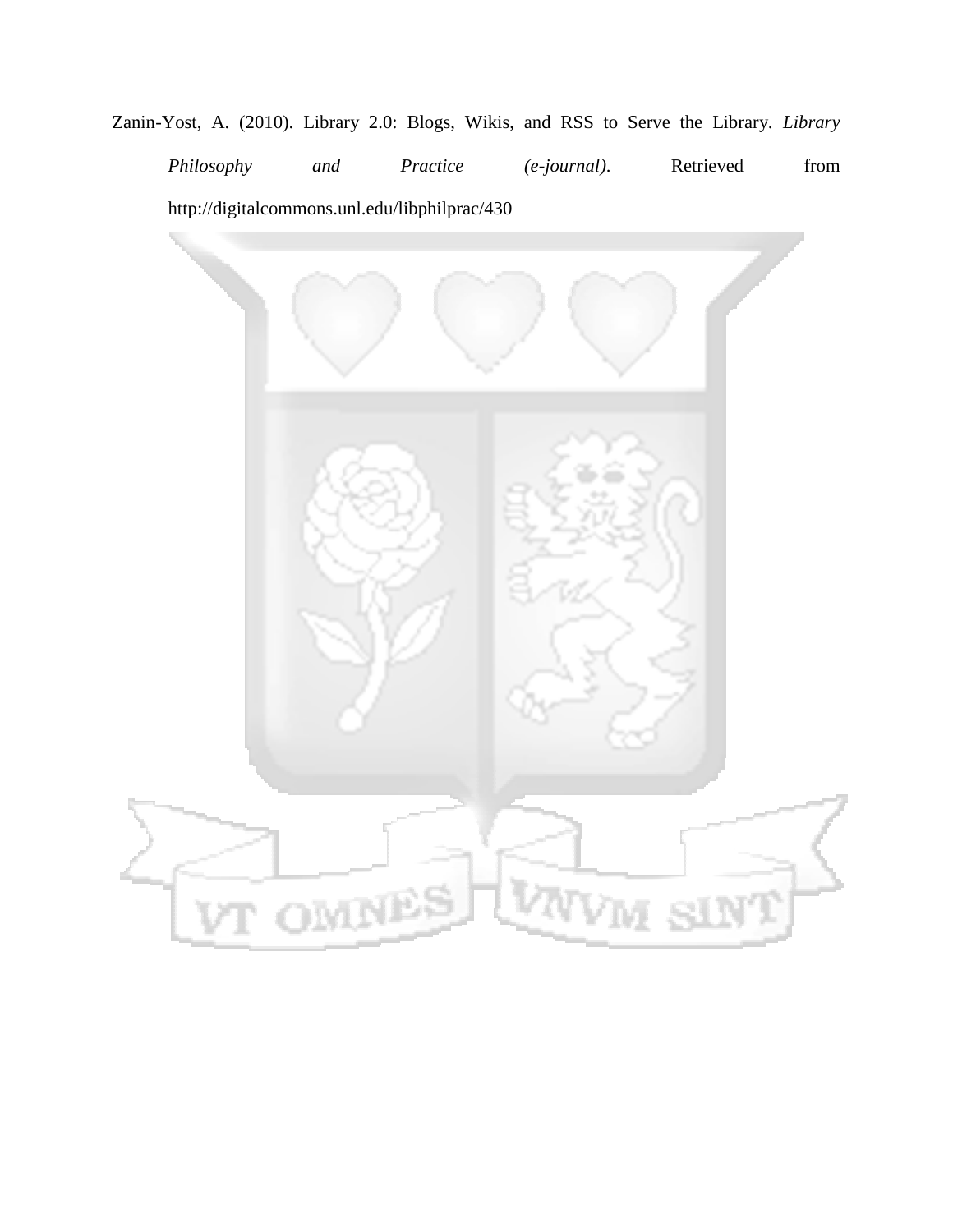Zanin-Yost, A. (2010). Library 2.0: Blogs, Wikis, and RSS to Serve the Library. *Library Philosophy and Practice (e-journal)*. Retrieved from http://digitalcommons.unl.edu/libphilprac/430